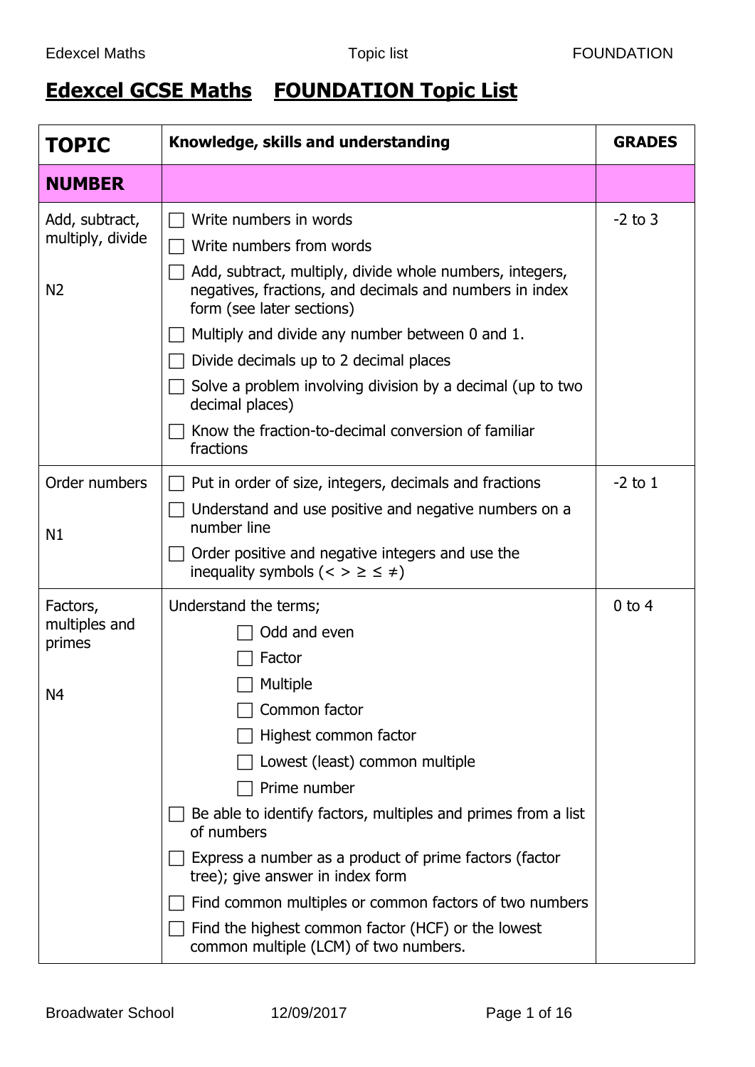# Edexcel GCSE Maths FOUNDATION Topic List

| TOPIC | Knowledge, skills and understanding | GRADES |
|---|---|---|
| **NUMBER** | | |
| Add, subtract, multiply, divide<br><br>N2 | ☐ Write numbers in words<br>☐ Write numbers from words<br>☐ Add, subtract, multiply, divide whole numbers, integers, negatives, fractions, and decimals and numbers in index form (see later sections)<br>☐ Multiply and divide any number between 0 and 1.<br>☐ Divide decimals up to 2 decimal places<br>☐ Solve a problem involving division by a decimal (up to two decimal places)<br>☐ Know the fraction-to-decimal conversion of familiar fractions | -2 to 3 |
| Order numbers<br><br>N1 | ☐ Put in order of size, integers, decimals and fractions<br>☐ Understand and use positive and negative numbers on a number line<br>☐ Order positive and negative integers and use the inequality symbols ($< > \geq \leq \neq$) | -2 to 1 |
| Factors, multiples and primes<br><br>N4 | Understand the terms;<br>☐ Odd and even<br>☐ Factor<br>☐ Multiple<br>☐ Common factor<br>☐ Highest common factor<br>☐ Lowest (least) common multiple<br>☐ Prime number<br>☐ Be able to identify factors, multiples and primes from a list of numbers<br>☐ Express a number as a product of prime factors (factor tree); give answer in index form<br>☐ Find common multiples or common factors of two numbers<br>☐ Find the highest common factor (HCF) or the lowest common multiple (LCM) of two numbers. | 0 to 4 |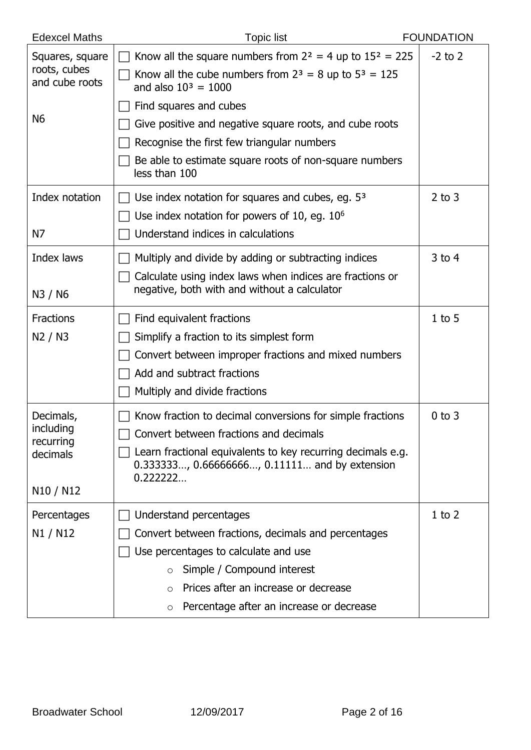| Topic | Content | Grade |
|---|---|---|
| Squares, square roots, cubes and cube roots<br><br>N6 | ☐ Know all the square numbers from $2^2 = 4$ up to $15^2 = 225$<br>☐ Know all the cube numbers from $2^3 = 8$ up to $5^3 = 125$ and also $10^3 = 1000$<br>☐ Find squares and cubes<br>☐ Give positive and negative square roots, and cube roots<br>☐ Recognise the first few triangular numbers<br>☐ Be able to estimate square roots of non-square numbers less than 100 | -2 to 2 |
| Index notation<br><br>N7 | ☐ Use index notation for squares and cubes, eg. $5^3$<br>☐ Use index notation for powers of 10, eg. $10^6$<br>☐ Understand indices in calculations | 2 to 3 |
| Index laws<br><br>N3 / N6 | ☐ Multiply and divide by adding or subtracting indices<br>☐ Calculate using index laws when indices are fractions or negative, both with and without a calculator | 3 to 4 |
| Fractions<br>N2 / N3 | ☐ Find equivalent fractions<br>☐ Simplify a fraction to its simplest form<br>☐ Convert between improper fractions and mixed numbers<br>☐ Add and subtract fractions<br>☐ Multiply and divide fractions | 1 to 5 |
| Decimals, including recurring decimals<br><br>N10 / N12 | ☐ Know fraction to decimal conversions for simple fractions<br>☐ Convert between fractions and decimals<br>☐ Learn fractional equivalents to key recurring decimals e.g. 0.333333…, 0.66666666…, 0.11111… and by extension 0.222222… | 0 to 3 |
| Percentages<br>N1 / N12 | ☐ Understand percentages<br>☐ Convert between fractions, decimals and percentages<br>☐ Use percentages to calculate and use<br>○ Simple / Compound interest<br>○ Prices after an increase or decrease<br>○ Percentage after an increase or decrease | 1 to 2 |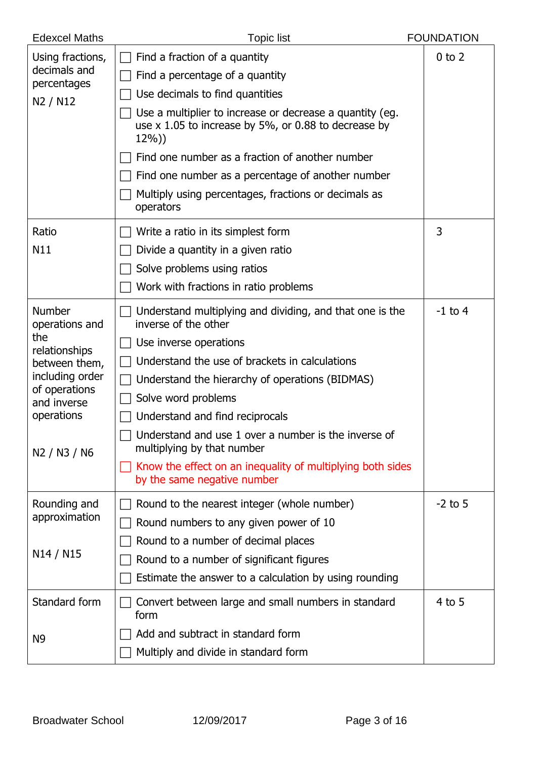| Edexcel Maths | Topic list | FOUNDATION |
|---|---|---|
| Using fractions, decimals and percentages<br>N2 / N12 | ☐ Find a fraction of a quantity<br>☐ Find a percentage of a quantity<br>☐ Use decimals to find quantities<br>☐ Use a multiplier to increase or decrease a quantity (eg. use x 1.05 to increase by 5%, or 0.88 to decrease by 12%))<br>☐ Find one number as a fraction of another number<br>☐ Find one number as a percentage of another number<br>☐ Multiply using percentages, fractions or decimals as operators | 0 to 2 |
| Ratio<br>N11 | ☐ Write a ratio in its simplest form<br>☐ Divide a quantity in a given ratio<br>☐ Solve problems using ratios<br>☐ Work with fractions in ratio problems | 3 |
| Number operations and the relationships between them, including order of operations and inverse operations<br>N2 / N3 / N6 | ☐ Understand multiplying and dividing, and that one is the inverse of the other<br>☐ Use inverse operations<br>☐ Understand the use of brackets in calculations<br>☐ Understand the hierarchy of operations (BIDMAS)<br>☐ Solve word problems<br>☐ Understand and find reciprocals<br>☐ Understand and use 1 over a number is the inverse of multiplying by that number<br>☐ Know the effect on an inequality of multiplying both sides by the same negative number | -1 to 4 |
| Rounding and approximation<br>N14 / N15 | ☐ Round to the nearest integer (whole number)<br>☐ Round numbers to any given power of 10<br>☐ Round to a number of decimal places<br>☐ Round to a number of significant figures<br>☐ Estimate the answer to a calculation by using rounding | -2 to 5 |
| Standard form<br>N9 | ☐ Convert between large and small numbers in standard form<br>☐ Add and subtract in standard form<br>☐ Multiply and divide in standard form | 4 to 5 |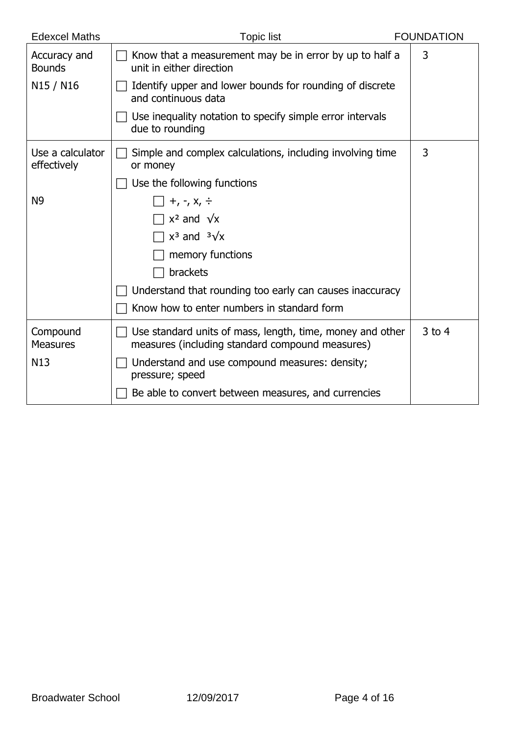| Topic | Content | Grade |
|---|---|---|
| Accuracy and Bounds<br><br>N15 / N16 | ☐ Know that a measurement may be in error by up to half a unit in either direction<br>☐ Identify upper and lower bounds for rounding of discrete and continuous data<br>☐ Use inequality notation to specify simple error intervals due to rounding | 3 |
| Use a calculator effectively<br><br>N9 | ☐ Simple and complex calculations, including involving time or money<br>☐ Use the following functions<br>&nbsp;&nbsp;&nbsp;&nbsp;☐ +, -, x, ÷<br>&nbsp;&nbsp;&nbsp;&nbsp;☐ $x^2$ and $\sqrt{x}$<br>&nbsp;&nbsp;&nbsp;&nbsp;☐ $x^3$ and $\sqrt[3]{x}$<br>&nbsp;&nbsp;&nbsp;&nbsp;☐ memory functions<br>&nbsp;&nbsp;&nbsp;&nbsp;☐ brackets<br>☐ Understand that rounding too early can causes inaccuracy<br>☐ Know how to enter numbers in standard form | 3 |
| Compound Measures<br><br>N13 | ☐ Use standard units of mass, length, time, money and other measures (including standard compound measures)<br>☐ Understand and use compound measures: density; pressure; speed<br>☐ Be able to convert between measures, and currencies | 3 to 4 |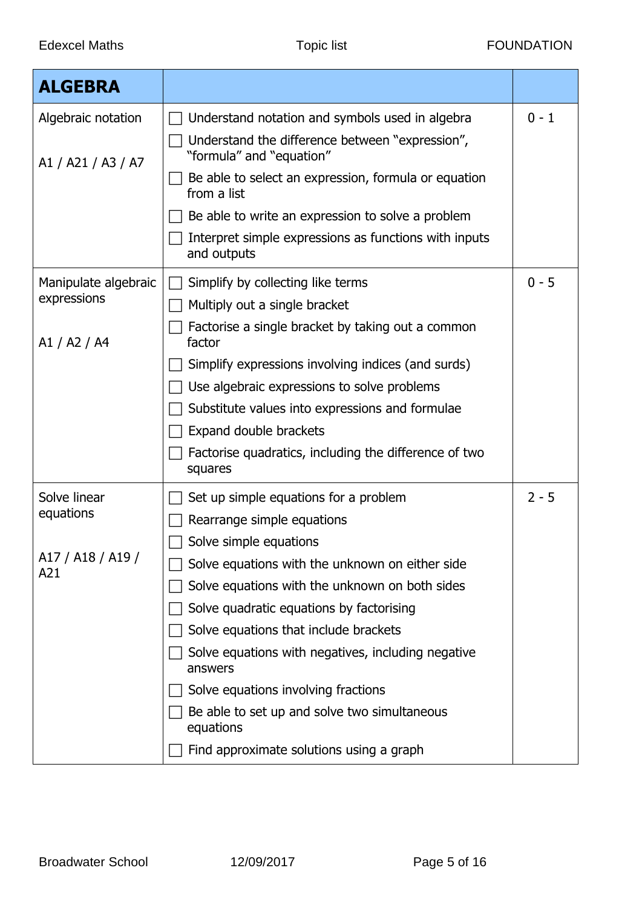| ALGEBRA | | |
|---|---|---|
| Algebraic notation<br><br>A1 / A21 / A3 / A7 | ☐ Understand notation and symbols used in algebra<br>☐ Understand the difference between "expression", "formula" and "equation"<br>☐ Be able to select an expression, formula or equation from a list<br>☐ Be able to write an expression to solve a problem<br>☐ Interpret simple expressions as functions with inputs and outputs | 0 - 1 |
| Manipulate algebraic expressions<br><br>A1 / A2 / A4 | ☐ Simplify by collecting like terms<br>☐ Multiply out a single bracket<br>☐ Factorise a single bracket by taking out a common factor<br>☐ Simplify expressions involving indices (and surds)<br>☐ Use algebraic expressions to solve problems<br>☐ Substitute values into expressions and formulae<br>☐ Expand double brackets<br>☐ Factorise quadratics, including the difference of two squares | 0 - 5 |
| Solve linear equations<br><br>A17 / A18 / A19 / A21 | ☐ Set up simple equations for a problem<br>☐ Rearrange simple equations<br>☐ Solve simple equations<br>☐ Solve equations with the unknown on either side<br>☐ Solve equations with the unknown on both sides<br>☐ Solve quadratic equations by factorising<br>☐ Solve equations that include brackets<br>☐ Solve equations with negatives, including negative answers<br>☐ Solve equations involving fractions<br>☐ Be able to set up and solve two simultaneous equations<br>☐ Find approximate solutions using a graph | 2 - 5 |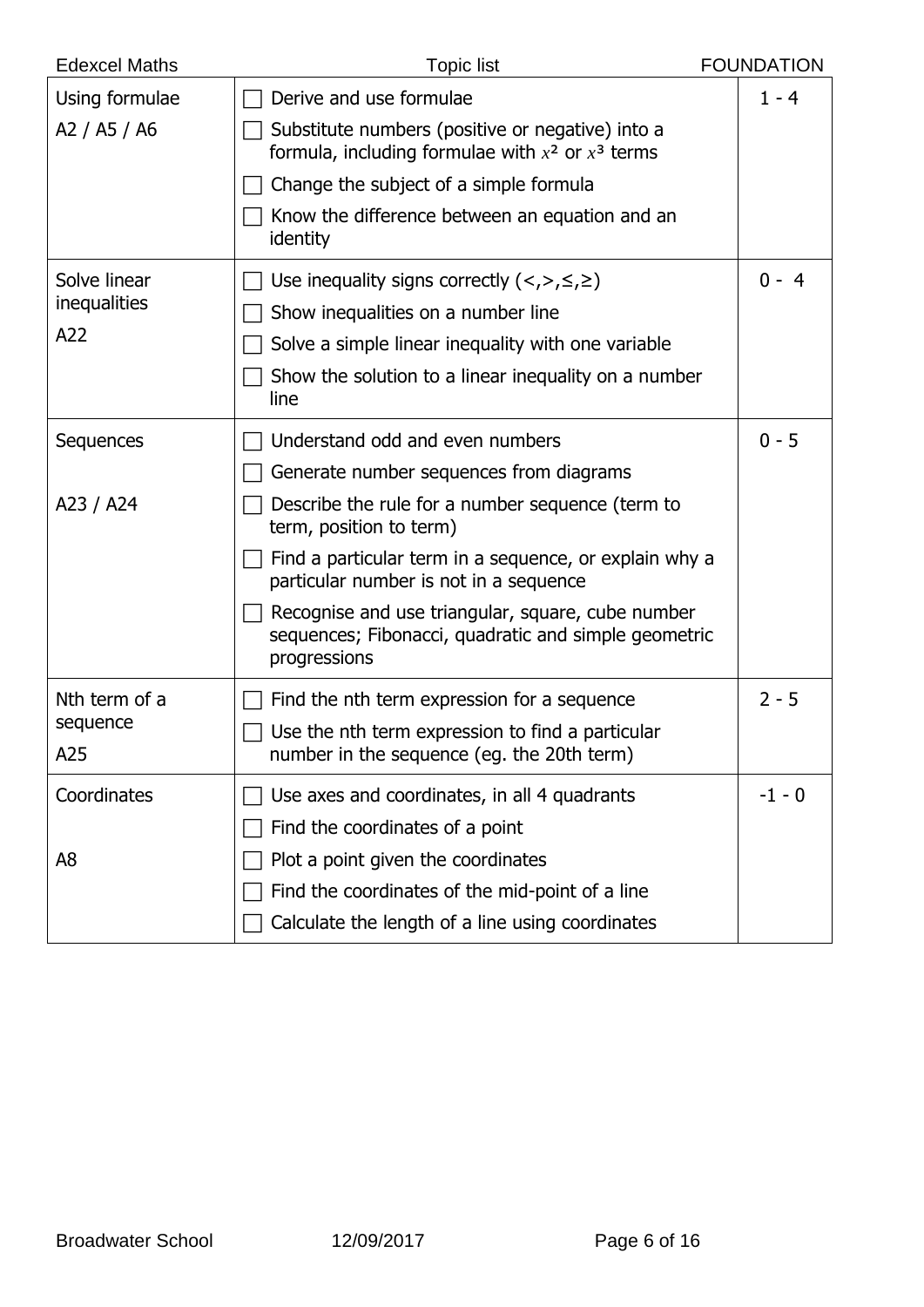| Topic | Content | Grade |
|---|---|---|
| Using formulae<br>A2 / A5 / A6 | ☐ Derive and use formulae<br>☐ Substitute numbers (positive or negative) into a formula, including formulae with $x^2$ or $x^3$ terms<br>☐ Change the subject of a simple formula<br>☐ Know the difference between an equation and an identity | 1 - 4 |
| Solve linear inequalities<br>A22 | ☐ Use inequality signs correctly ($<, >, \leq, \geq$)<br>☐ Show inequalities on a number line<br>☐ Solve a simple linear inequality with one variable<br>☐ Show the solution to a linear inequality on a number line | 0 - 4 |
| Sequences<br>A23 / A24 | ☐ Understand odd and even numbers<br>☐ Generate number sequences from diagrams<br>☐ Describe the rule for a number sequence (term to term, position to term)<br>☐ Find a particular term in a sequence, or explain why a particular number is not in a sequence<br>☐ Recognise and use triangular, square, cube number sequences; Fibonacci, quadratic and simple geometric progressions | 0 - 5 |
| Nth term of a sequence<br>A25 | ☐ Find the nth term expression for a sequence<br>☐ Use the nth term expression to find a particular number in the sequence (eg. the 20th term) | 2 - 5 |
| Coordinates<br>A8 | ☐ Use axes and coordinates, in all 4 quadrants<br>☐ Find the coordinates of a point<br>☐ Plot a point given the coordinates<br>☐ Find the coordinates of the mid-point of a line<br>☐ Calculate the length of a line using coordinates | -1 - 0 |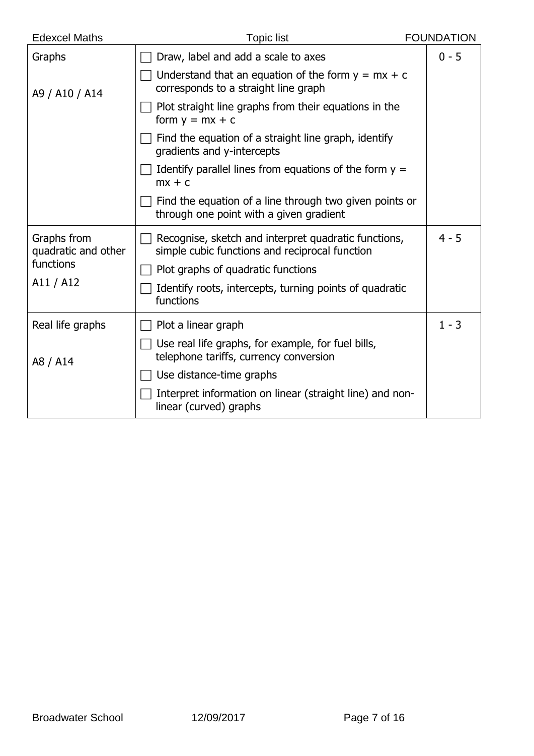| Topic | Content | Grade |
|---|---|---|
| Graphs<br><br>A9 / A10 / A14 | ☐ Draw, label and add a scale to axes<br>☐ Understand that an equation of the form $y = mx + c$ corresponds to a straight line graph<br>☐ Plot straight line graphs from their equations in the form $y = mx + c$<br>☐ Find the equation of a straight line graph, identify gradients and y-intercepts<br>☐ Identify parallel lines from equations of the form $y = mx + c$<br>☐ Find the equation of a line through two given points or through one point with a given gradient | 0 - 5 |
| Graphs from quadratic and other functions<br><br>A11 / A12 | ☐ Recognise, sketch and interpret quadratic functions, simple cubic functions and reciprocal function<br>☐ Plot graphs of quadratic functions<br>☐ Identify roots, intercepts, turning points of quadratic functions | 4 - 5 |
| Real life graphs<br><br>A8 / A14 | ☐ Plot a linear graph<br>☐ Use real life graphs, for example, for fuel bills, telephone tariffs, currency conversion<br>☐ Use distance-time graphs<br>☐ Interpret information on linear (straight line) and non-linear (curved) graphs | 1 - 3 |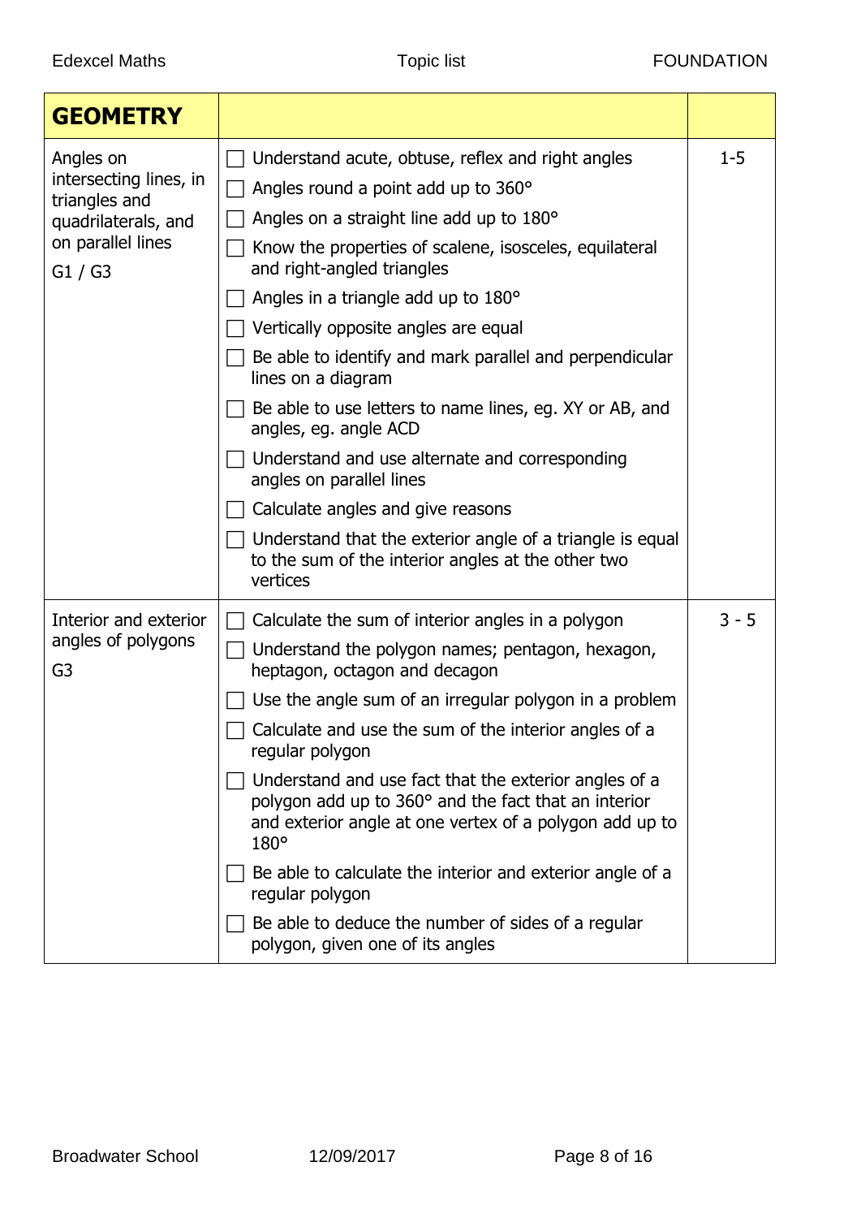| GEOMETRY | | |
|---|---|---|
| Angles on intersecting lines, in triangles and quadrilaterals, and on parallel lines<br>G1 / G3 | ☐ Understand acute, obtuse, reflex and right angles<br>☐ Angles round a point add up to 360°<br>☐ Angles on a straight line add up to 180°<br>☐ Know the properties of scalene, isosceles, equilateral and right-angled triangles<br>☐ Angles in a triangle add up to 180°<br>☐ Vertically opposite angles are equal<br>☐ Be able to identify and mark parallel and perpendicular lines on a diagram<br>☐ Be able to use letters to name lines, eg. XY or AB, and angles, eg. angle ACD<br>☐ Understand and use alternate and corresponding angles on parallel lines<br>☐ Calculate angles and give reasons<br>☐ Understand that the exterior angle of a triangle is equal to the sum of the interior angles at the other two vertices | 1-5 |
| Interior and exterior angles of polygons<br>G3 | ☐ Calculate the sum of interior angles in a polygon<br>☐ Understand the polygon names; pentagon, hexagon, heptagon, octagon and decagon<br>☐ Use the angle sum of an irregular polygon in a problem<br>☐ Calculate and use the sum of the interior angles of a regular polygon<br>☐ Understand and use fact that the exterior angles of a polygon add up to 360° and the fact that an interior and exterior angle at one vertex of a polygon add up to 180°<br>☐ Be able to calculate the interior and exterior angle of a regular polygon<br>☐ Be able to deduce the number of sides of a regular polygon, given one of its angles | 3 - 5 |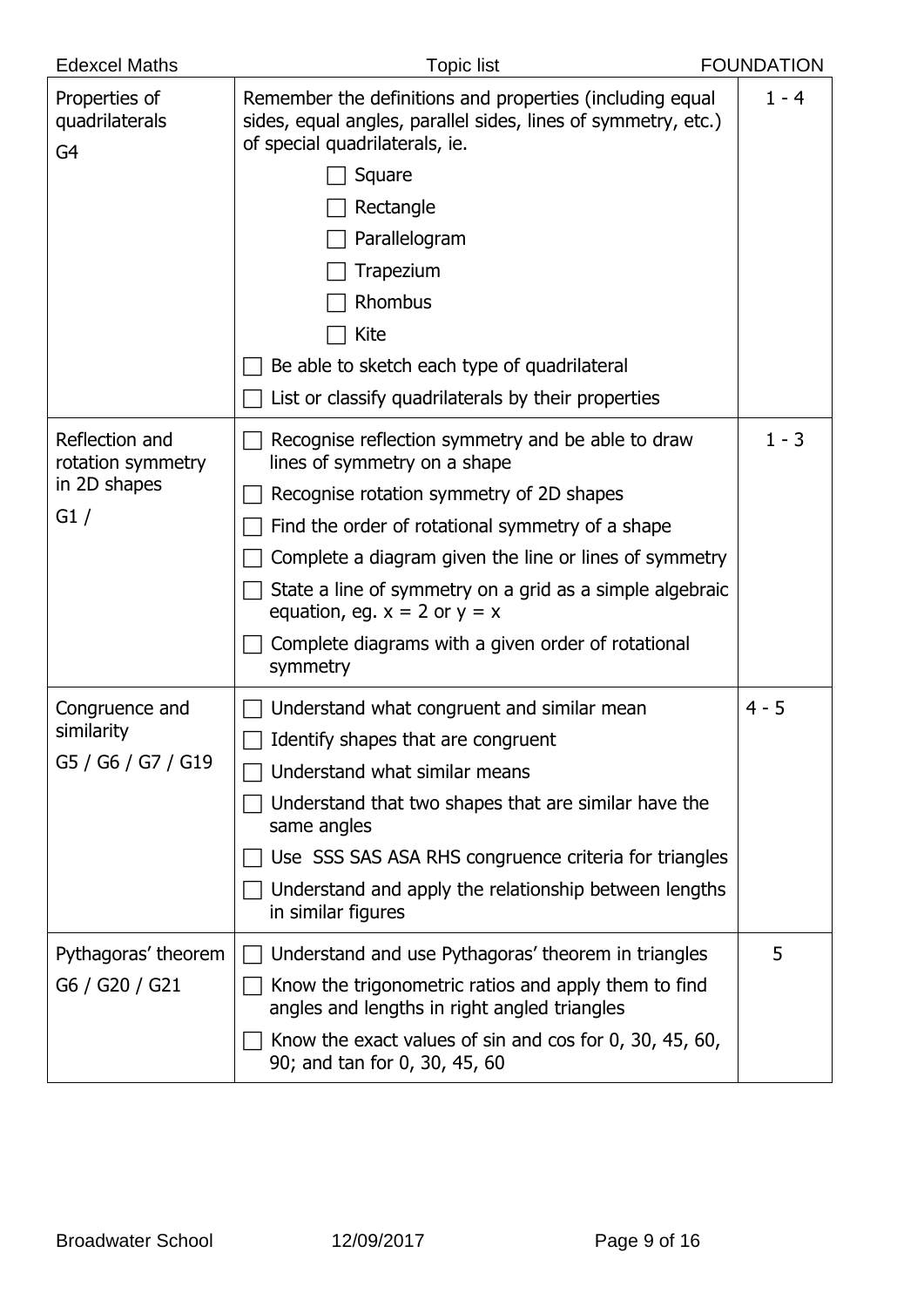| | | |
|---|---|---|
| Properties of quadrilaterals<br>G4 | Remember the definitions and properties (including equal sides, equal angles, parallel sides, lines of symmetry, etc.) of special quadrilaterals, ie.<br>☐ Square<br>☐ Rectangle<br>☐ Parallelogram<br>☐ Trapezium<br>☐ Rhombus<br>☐ Kite<br>☐ Be able to sketch each type of quadrilateral<br>☐ List or classify quadrilaterals by their properties | 1 - 4 |
| Reflection and rotation symmetry in 2D shapes<br>G1 / | ☐ Recognise reflection symmetry and be able to draw lines of symmetry on a shape<br>☐ Recognise rotation symmetry of 2D shapes<br>☐ Find the order of rotational symmetry of a shape<br>☐ Complete a diagram given the line or lines of symmetry<br>☐ State a line of symmetry on a grid as a simple algebraic equation, eg. $x = 2$ or $y = x$<br>☐ Complete diagrams with a given order of rotational symmetry | 1 - 3 |
| Congruence and similarity<br>G5 / G6 / G7 / G19 | ☐ Understand what congruent and similar mean<br>☐ Identify shapes that are congruent<br>☐ Understand what similar means<br>☐ Understand that two shapes that are similar have the same angles<br>☐ Use SSS SAS ASA RHS congruence criteria for triangles<br>☐ Understand and apply the relationship between lengths in similar figures | 4 - 5 |
| Pythagoras' theorem<br>G6 / G20 / G21 | ☐ Understand and use Pythagoras' theorem in triangles<br>☐ Know the trigonometric ratios and apply them to find angles and lengths in right angled triangles<br>☐ Know the exact values of sin and cos for 0, 30, 45, 60, 90; and tan for 0, 30, 45, 60 | 5 |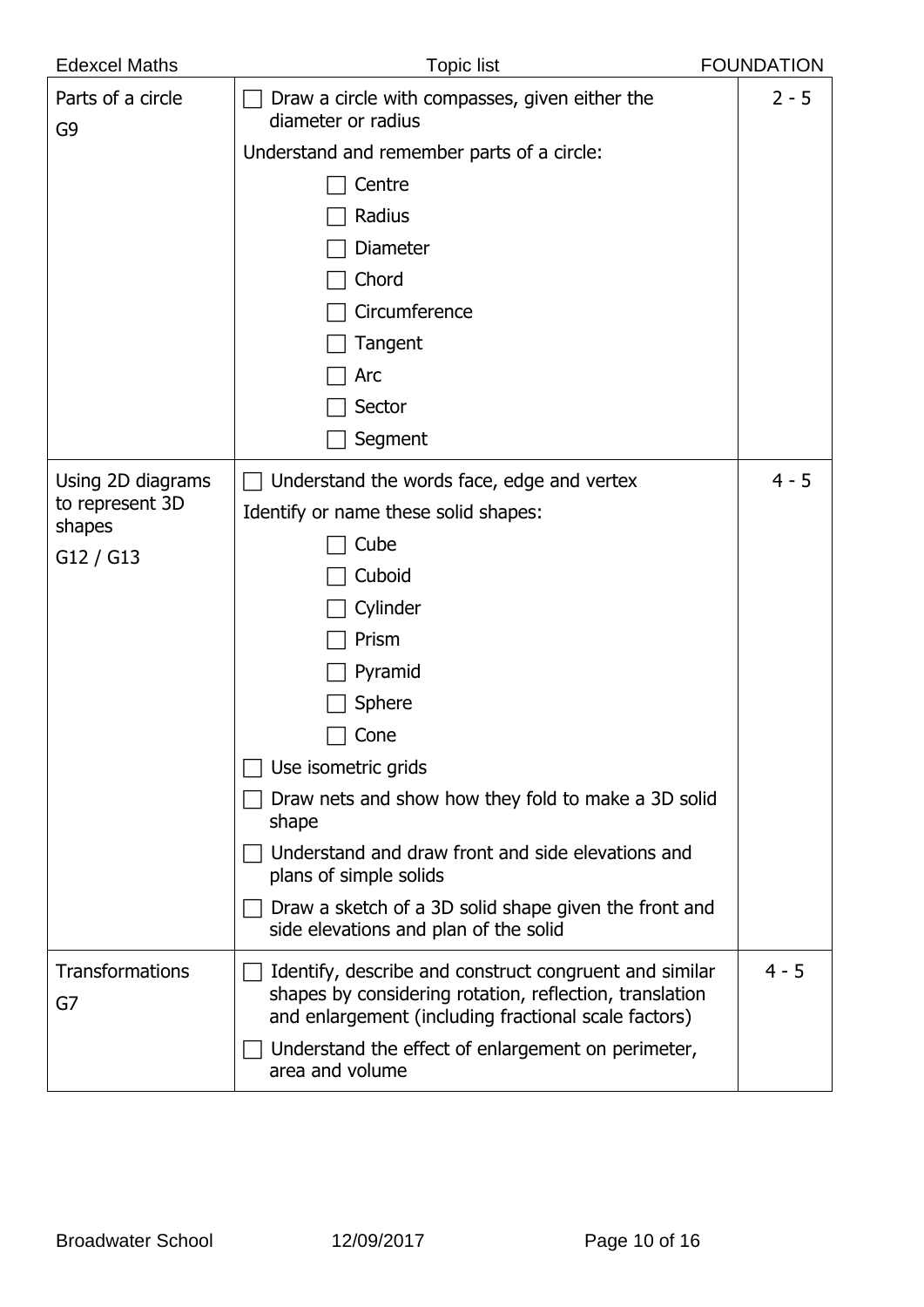| Topic | Content | Grade |
| --- | --- | --- |
| Parts of a circle<br>G9 | ☐ Draw a circle with compasses, given either the diameter or radius<br>Understand and remember parts of a circle:<br>☐ Centre<br>☐ Radius<br>☐ Diameter<br>☐ Chord<br>☐ Circumference<br>☐ Tangent<br>☐ Arc<br>☐ Sector<br>☐ Segment | 2 - 5 |
| Using 2D diagrams to represent 3D shapes<br>G12 / G13 | ☐ Understand the words face, edge and vertex<br>Identify or name these solid shapes:<br>☐ Cube<br>☐ Cuboid<br>☐ Cylinder<br>☐ Prism<br>☐ Pyramid<br>☐ Sphere<br>☐ Cone<br>☐ Use isometric grids<br>☐ Draw nets and show how they fold to make a 3D solid shape<br>☐ Understand and draw front and side elevations and plans of simple solids<br>☐ Draw a sketch of a 3D solid shape given the front and side elevations and plan of the solid | 4 - 5 |
| Transformations<br>G7 | ☐ Identify, describe and construct congruent and similar shapes by considering rotation, reflection, translation and enlargement (including fractional scale factors)<br>☐ Understand the effect of enlargement on perimeter, area and volume | 4 - 5 |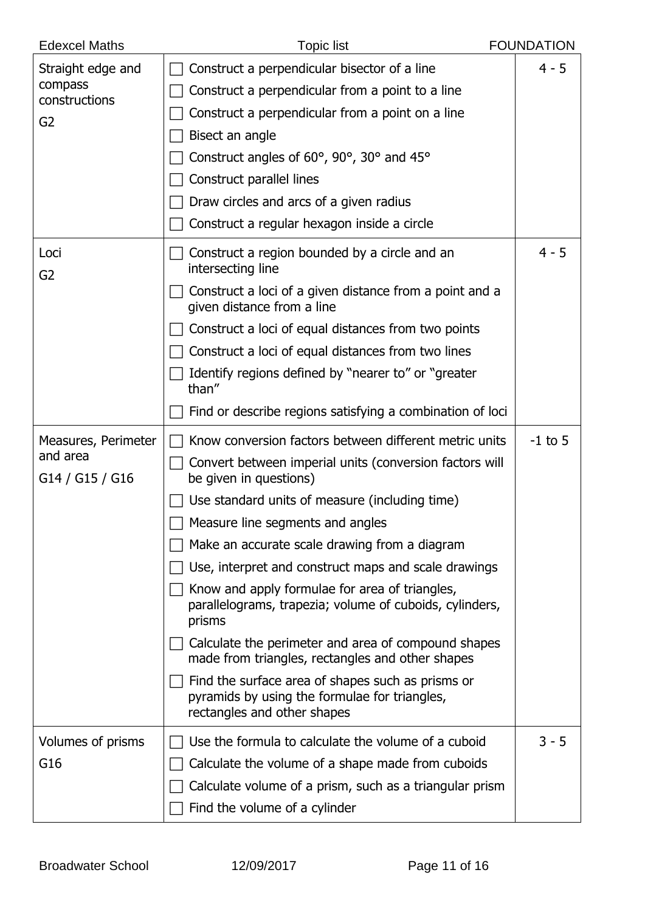| Topic | Objectives | Grade |
|---|---|---|
| Straight edge and compass constructions<br>G2 | ☐ Construct a perpendicular bisector of a line<br>☐ Construct a perpendicular from a point to a line<br>☐ Construct a perpendicular from a point on a line<br>☐ Bisect an angle<br>☐ Construct angles of 60°, 90°, 30° and 45°<br>☐ Construct parallel lines<br>☐ Draw circles and arcs of a given radius<br>☐ Construct a regular hexagon inside a circle | 4 - 5 |
| Loci<br>G2 | ☐ Construct a region bounded by a circle and an intersecting line<br>☐ Construct a loci of a given distance from a point and a given distance from a line<br>☐ Construct a loci of equal distances from two points<br>☐ Construct a loci of equal distances from two lines<br>☐ Identify regions defined by "nearer to" or "greater than"<br>☐ Find or describe regions satisfying a combination of loci | 4 - 5 |
| Measures, Perimeter and area<br>G14 / G15 / G16 | ☐ Know conversion factors between different metric units<br>☐ Convert between imperial units (conversion factors will be given in questions)<br>☐ Use standard units of measure (including time)<br>☐ Measure line segments and angles<br>☐ Make an accurate scale drawing from a diagram<br>☐ Use, interpret and construct maps and scale drawings<br>☐ Know and apply formulae for area of triangles, parallelograms, trapezia; volume of cuboids, cylinders, prisms<br>☐ Calculate the perimeter and area of compound shapes made from triangles, rectangles and other shapes<br>☐ Find the surface area of shapes such as prisms or pyramids by using the formulae for triangles, rectangles and other shapes | -1 to 5 |
| Volumes of prisms<br>G16 | ☐ Use the formula to calculate the volume of a cuboid<br>☐ Calculate the volume of a shape made from cuboids<br>☐ Calculate volume of a prism, such as a triangular prism<br>☐ Find the volume of a cylinder | 3 - 5 |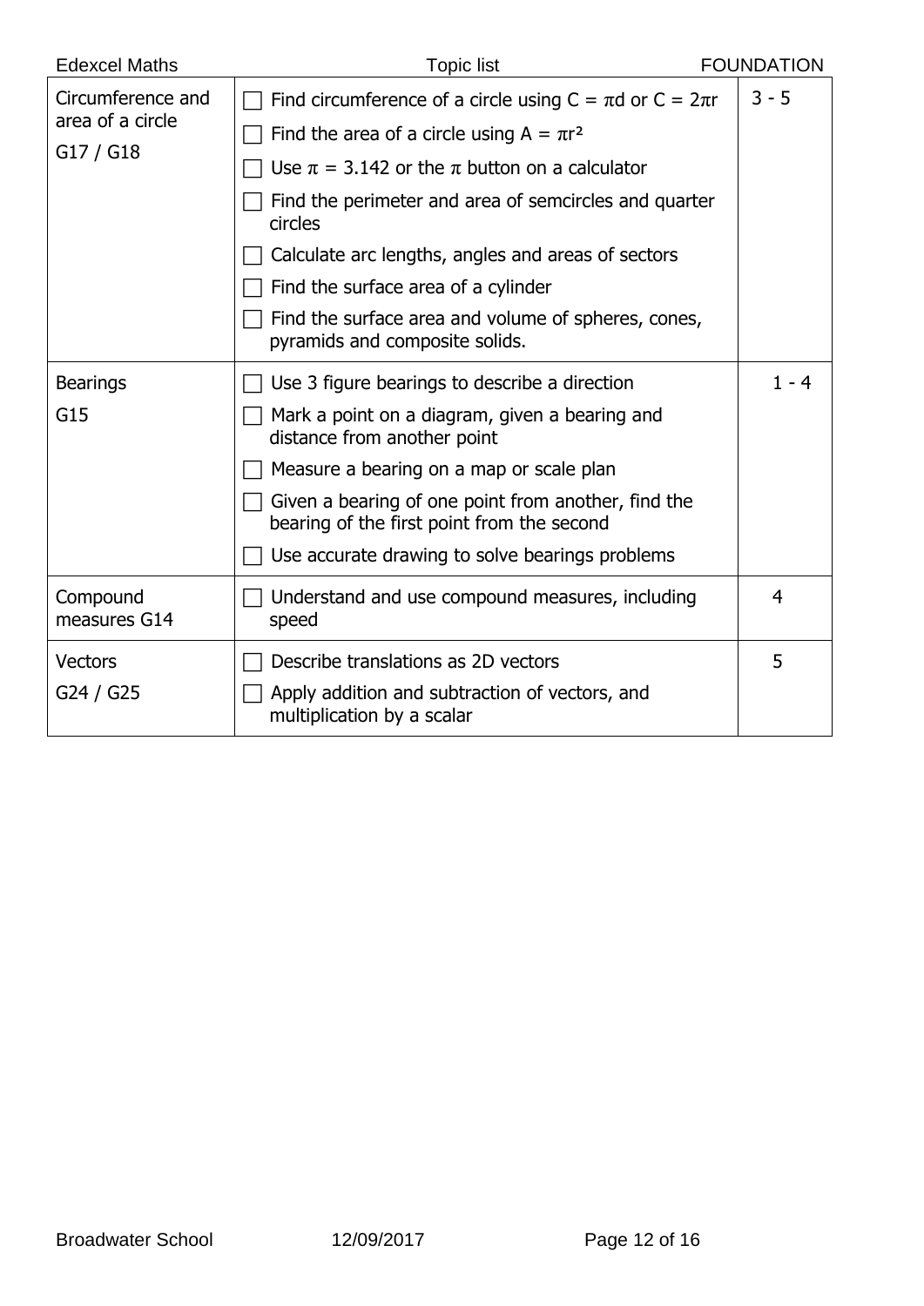| Topic | Objectives | Grade |
|---|---|---|
| Circumference and area of a circle G17 / G18 | ☐ Find circumference of a circle using $C = \pi d$ or $C = 2\pi r$<br>☐ Find the area of a circle using $A = \pi r^2$<br>☐ Use $\pi = 3.142$ or the $\pi$ button on a calculator<br>☐ Find the perimeter and area of semcircles and quarter circles<br>☐ Calculate arc lengths, angles and areas of sectors<br>☐ Find the surface area of a cylinder<br>☐ Find the surface area and volume of spheres, cones, pyramids and composite solids. | 3 - 5 |
| Bearings G15 | ☐ Use 3 figure bearings to describe a direction<br>☐ Mark a point on a diagram, given a bearing and distance from another point<br>☐ Measure a bearing on a map or scale plan<br>☐ Given a bearing of one point from another, find the bearing of the first point from the second<br>☐ Use accurate drawing to solve bearings problems | 1 - 4 |
| Compound measures G14 | ☐ Understand and use compound measures, including speed | 4 |
| Vectors G24 / G25 | ☐ Describe translations as 2D vectors<br>☐ Apply addition and subtraction of vectors, and multiplication by a scalar | 5 |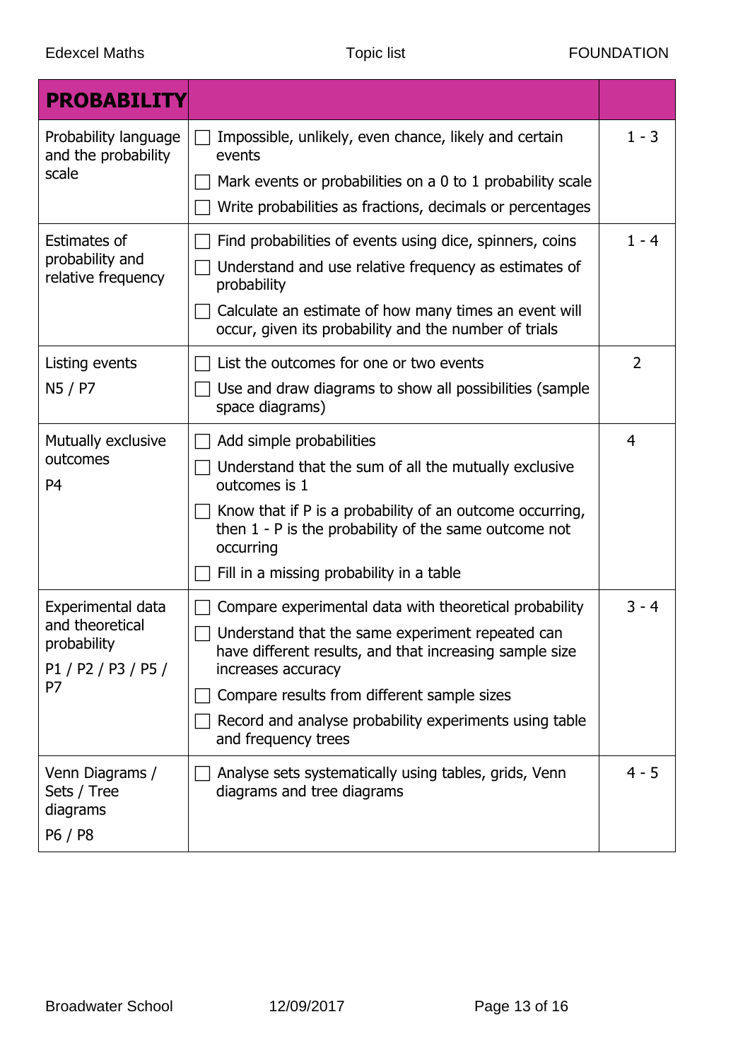| PROBABILITY | | |
|---|---|---|
| Probability language and the probability scale | ☐ Impossible, unlikely, even chance, likely and certain events<br>☐ Mark events or probabilities on a 0 to 1 probability scale<br>☐ Write probabilities as fractions, decimals or percentages | 1 - 3 |
| Estimates of probability and relative frequency | ☐ Find probabilities of events using dice, spinners, coins<br>☐ Understand and use relative frequency as estimates of probability<br>☐ Calculate an estimate of how many times an event will occur, given its probability and the number of trials | 1 - 4 |
| Listing events<br>N5 / P7 | ☐ List the outcomes for one or two events<br>☐ Use and draw diagrams to show all possibilities (sample space diagrams) | 2 |
| Mutually exclusive outcomes<br>P4 | ☐ Add simple probabilities<br>☐ Understand that the sum of all the mutually exclusive outcomes is 1<br>☐ Know that if P is a probability of an outcome occurring, then 1 - P is the probability of the same outcome not occurring<br>☐ Fill in a missing probability in a table | 4 |
| Experimental data and theoretical probability<br>P1 / P2 / P3 / P5 / P7 | ☐ Compare experimental data with theoretical probability<br>☐ Understand that the same experiment repeated can have different results, and that increasing sample size increases accuracy<br>☐ Compare results from different sample sizes<br>☐ Record and analyse probability experiments using table and frequency trees | 3 - 4 |
| Venn Diagrams / Sets / Tree diagrams<br>P6 / P8 | ☐ Analyse sets systematically using tables, grids, Venn diagrams and tree diagrams | 4 - 5 |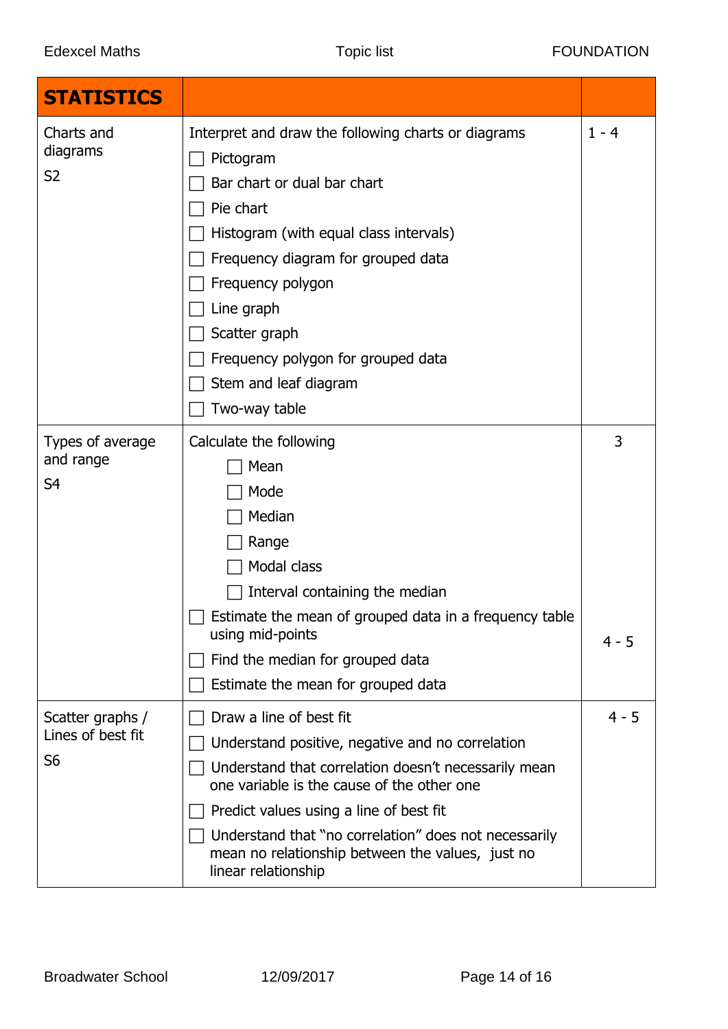| STATISTICS | | |
|---|---|---|
| Charts and diagrams<br>S2 | Interpret and draw the following charts or diagrams<br>☐ Pictogram<br>☐ Bar chart or dual bar chart<br>☐ Pie chart<br>☐ Histogram (with equal class intervals)<br>☐ Frequency diagram for grouped data<br>☐ Frequency polygon<br>☐ Line graph<br>☐ Scatter graph<br>☐ Frequency polygon for grouped data<br>☐ Stem and leaf diagram<br>☐ Two-way table | 1 - 4 |
| Types of average and range<br>S4 | Calculate the following<br>☐ Mean<br>☐ Mode<br>☐ Median<br>☐ Range<br>☐ Modal class<br>☐ Interval containing the median<br>☐ Estimate the mean of grouped data in a frequency table using mid-points<br>☐ Find the median for grouped data<br>☐ Estimate the mean for grouped data | 3<br><br><br><br><br><br><br>4 - 5 |
| Scatter graphs / Lines of best fit<br>S6 | ☐ Draw a line of best fit<br>☐ Understand positive, negative and no correlation<br>☐ Understand that correlation doesn't necessarily mean one variable is the cause of the other one<br>☐ Predict values using a line of best fit<br>☐ Understand that "no correlation" does not necessarily mean no relationship between the values, just no linear relationship | 4 - 5 |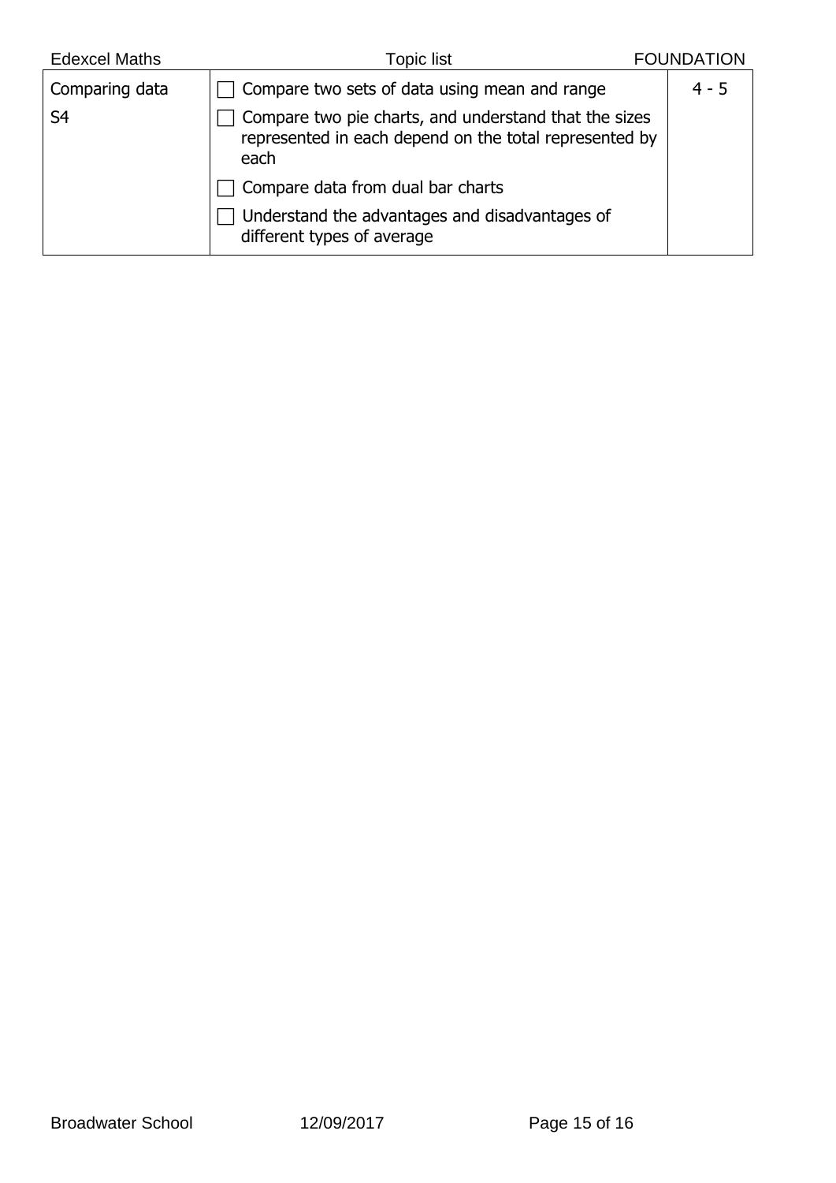| | | |
|---|---|---|
| Comparing data<br>S4 | ☐ Compare two sets of data using mean and range<br>☐ Compare two pie charts, and understand that the sizes represented in each depend on the total represented by each<br>☐ Compare data from dual bar charts<br>☐ Understand the advantages and disadvantages of different types of average | 4 - 5 |